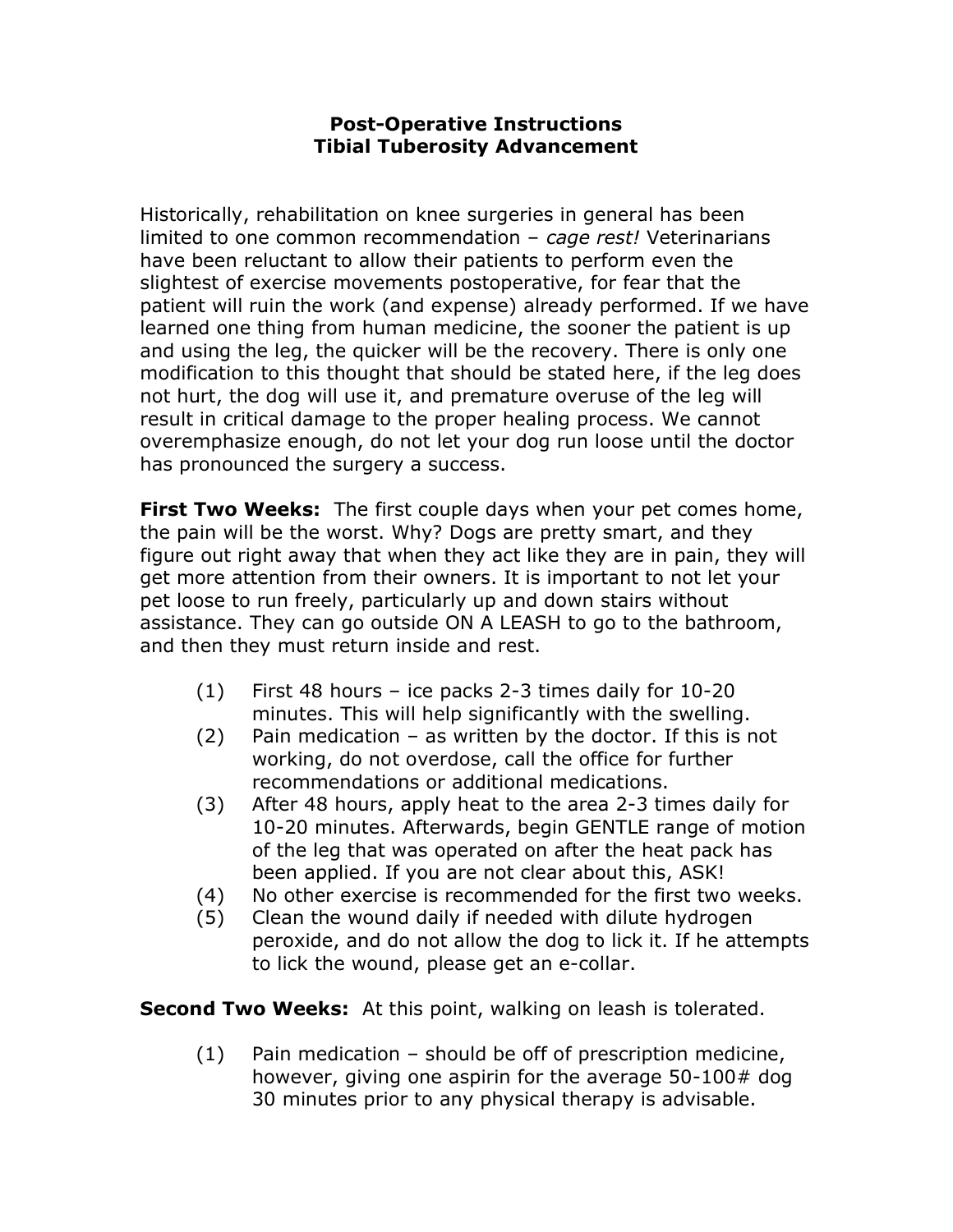# Post-Operative Instructions
# Tibial Tuberosity Advancement

Historically, rehabilitation on knee surgeries in general has been limited to one common recommendation – *cage rest!* Veterinarians have been reluctant to allow their patients to perform even the slightest of exercise movements postoperative, for fear that the patient will ruin the work (and expense) already performed. If we have learned one thing from human medicine, the sooner the patient is up and using the leg, the quicker will be the recovery. There is only one modification to this thought that should be stated here, if the leg does not hurt, the dog will use it, and premature overuse of the leg will result in critical damage to the proper healing process. We cannot overemphasize enough, do not let your dog run loose until the doctor has pronounced the surgery a success.

**First Two Weeks:** The first couple days when your pet comes home, the pain will be the worst. Why? Dogs are pretty smart, and they figure out right away that when they act like they are in pain, they will get more attention from their owners. It is important to not let your pet loose to run freely, particularly up and down stairs without assistance. They can go outside ON A LEASH to go to the bathroom, and then they must return inside and rest.

(1) First 48 hours – ice packs 2-3 times daily for 10-20 minutes. This will help significantly with the swelling.
(2) Pain medication – as written by the doctor. If this is not working, do not overdose, call the office for further recommendations or additional medications.
(3) After 48 hours, apply heat to the area 2-3 times daily for 10-20 minutes. Afterwards, begin GENTLE range of motion of the leg that was operated on after the heat pack has been applied. If you are not clear about this, ASK!
(4) No other exercise is recommended for the first two weeks.
(5) Clean the wound daily if needed with dilute hydrogen peroxide, and do not allow the dog to lick it. If he attempts to lick the wound, please get an e-collar.

**Second Two Weeks:** At this point, walking on leash is tolerated.

(1) Pain medication – should be off of prescription medicine, however, giving one aspirin for the average 50-100# dog 30 minutes prior to any physical therapy is advisable.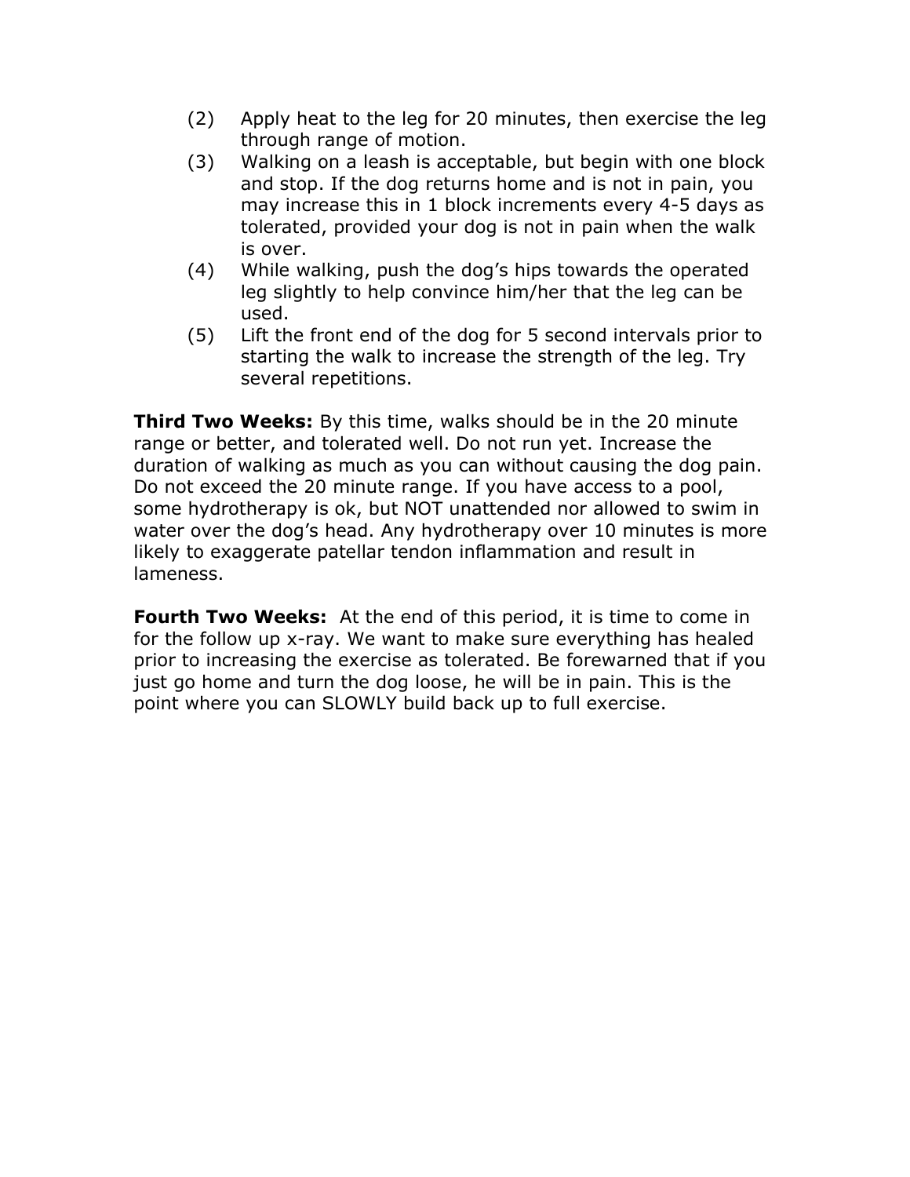(2) Apply heat to the leg for 20 minutes, then exercise the leg through range of motion.

(3) Walking on a leash is acceptable, but begin with one block and stop. If the dog returns home and is not in pain, you may increase this in 1 block increments every 4-5 days as tolerated, provided your dog is not in pain when the walk is over.

(4) While walking, push the dog's hips towards the operated leg slightly to help convince him/her that the leg can be used.

(5) Lift the front end of the dog for 5 second intervals prior to starting the walk to increase the strength of the leg. Try several repetitions.

**Third Two Weeks:** By this time, walks should be in the 20 minute range or better, and tolerated well. Do not run yet. Increase the duration of walking as much as you can without causing the dog pain. Do not exceed the 20 minute range. If you have access to a pool, some hydrotherapy is ok, but NOT unattended nor allowed to swim in water over the dog's head. Any hydrotherapy over 10 minutes is more likely to exaggerate patellar tendon inflammation and result in lameness.

**Fourth Two Weeks:** At the end of this period, it is time to come in for the follow up x-ray. We want to make sure everything has healed prior to increasing the exercise as tolerated. Be forewarned that if you just go home and turn the dog loose, he will be in pain. This is the point where you can SLOWLY build back up to full exercise.